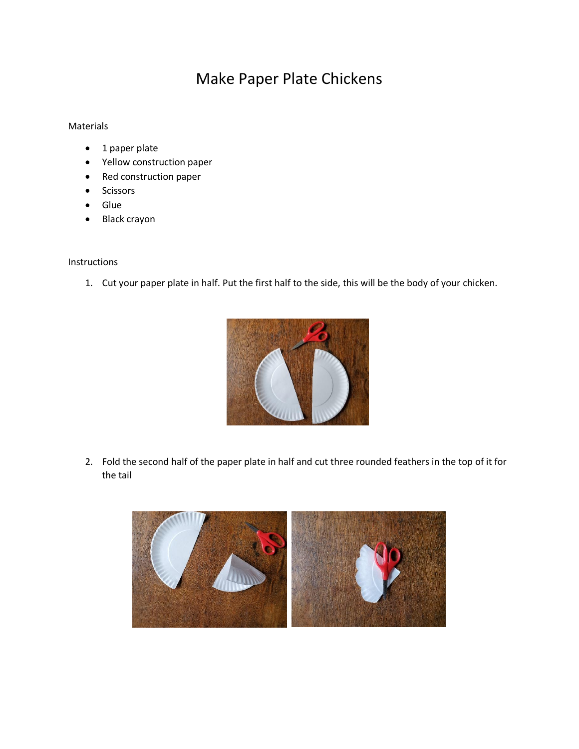# Make Paper Plate Chickens

Materials

- 1 paper plate
- Yellow construction paper
- Red construction paper
- Scissors
- Glue
- Black crayon

Instructions

1. Cut your paper plate in half. Put the first half to the side, this will be the body of your chicken.

2. Fold the second half of the paper plate in half and cut three rounded feathers in the top of it for the tail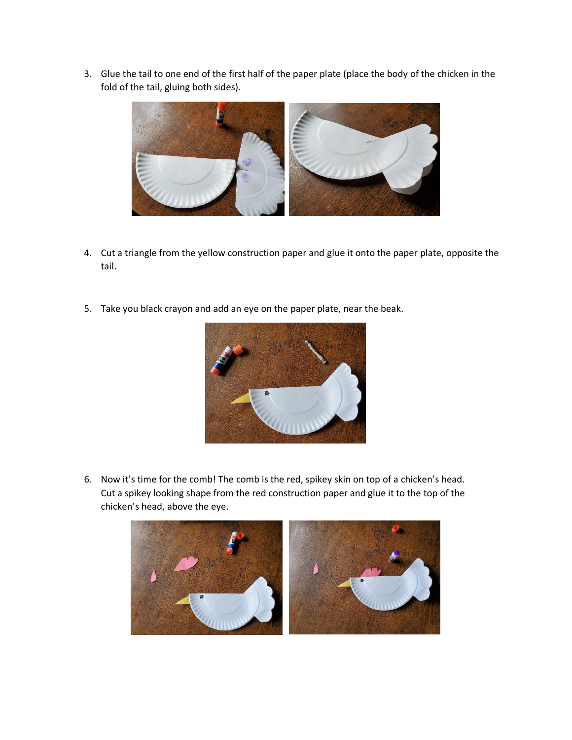3. Glue the tail to one end of the first half of the paper plate (place the body of the chicken in the fold of the tail, gluing both sides).

4. Cut a triangle from the yellow construction paper and glue it onto the paper plate, opposite the tail.

5. Take you black crayon and add an eye on the paper plate, near the beak.

6. Now it's time for the comb! The comb is the red, spikey skin on top of a chicken's head. Cut a spikey looking shape from the red construction paper and glue it to the top of the chicken's head, above the eye.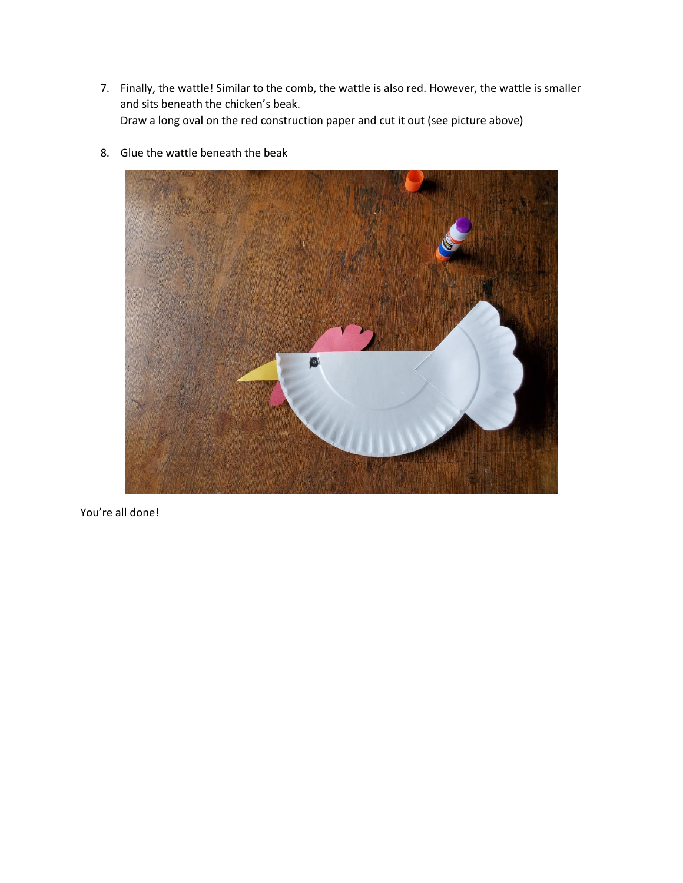7. Finally, the wattle! Similar to the comb, the wattle is also red. However, the wattle is smaller and sits beneath the chicken's beak.
   Draw a long oval on the red construction paper and cut it out (see picture above)

8. Glue the wattle beneath the beak

You're all done!